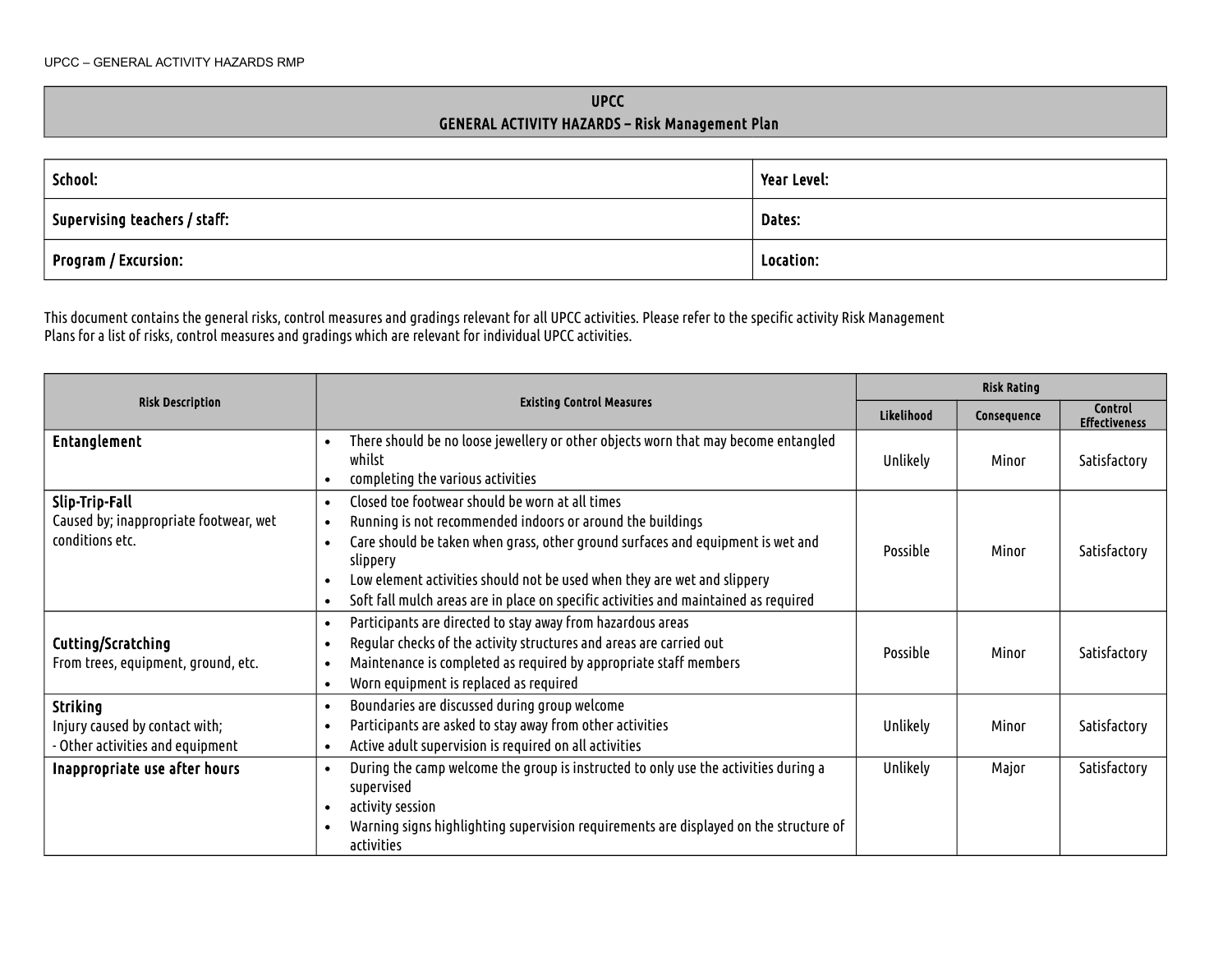# UPCC
## GENERAL ACTIVITY HAZARDS – Risk Management Plan

| School: | Year Level: |
|---|---|
| Supervising teachers / staff: | Dates: |
| Program / Excursion: | Location: |

This document contains the general risks, control measures and gradings relevant for all UPCC activities. Please refer to the specific activity Risk Management Plans for a list of risks, control measures and gradings which are relevant for individual UPCC activities.

| Risk Description | Existing Control Measures | Risk Rating | | |
|---|---|---|---|---|
| | | Likelihood | Consequence | Control Effectiveness |
| **Entanglement** | • There should be no loose jewellery or other objects worn that may become entangled whilst<br>• completing the various activities | Unlikely | Minor | Satisfactory |
| **Slip-Trip-Fall**<br>Caused by; inappropriate footwear, wet conditions etc. | • Closed toe footwear should be worn at all times<br>• Running is not recommended indoors or around the buildings<br>• Care should be taken when grass, other ground surfaces and equipment is wet and slippery<br>• Low element activities should not be used when they are wet and slippery<br>• Soft fall mulch areas are in place on specific activities and maintained as required | Possible | Minor | Satisfactory |
| **Cutting/Scratching**<br>From trees, equipment, ground, etc. | • Participants are directed to stay away from hazardous areas<br>• Regular checks of the activity structures and areas are carried out<br>• Maintenance is completed as required by appropriate staff members<br>• Worn equipment is replaced as required | Possible | Minor | Satisfactory |
| **Striking**<br>Injury caused by contact with;<br>- Other activities and equipment | • Boundaries are discussed during group welcome<br>• Participants are asked to stay away from other activities<br>• Active adult supervision is required on all activities | Unlikely | Minor | Satisfactory |
| **Inappropriate use after hours** | • During the camp welcome the group is instructed to only use the activities during a supervised<br>• activity session<br>• Warning signs highlighting supervision requirements are displayed on the structure of activities | Unlikely | Major | Satisfactory |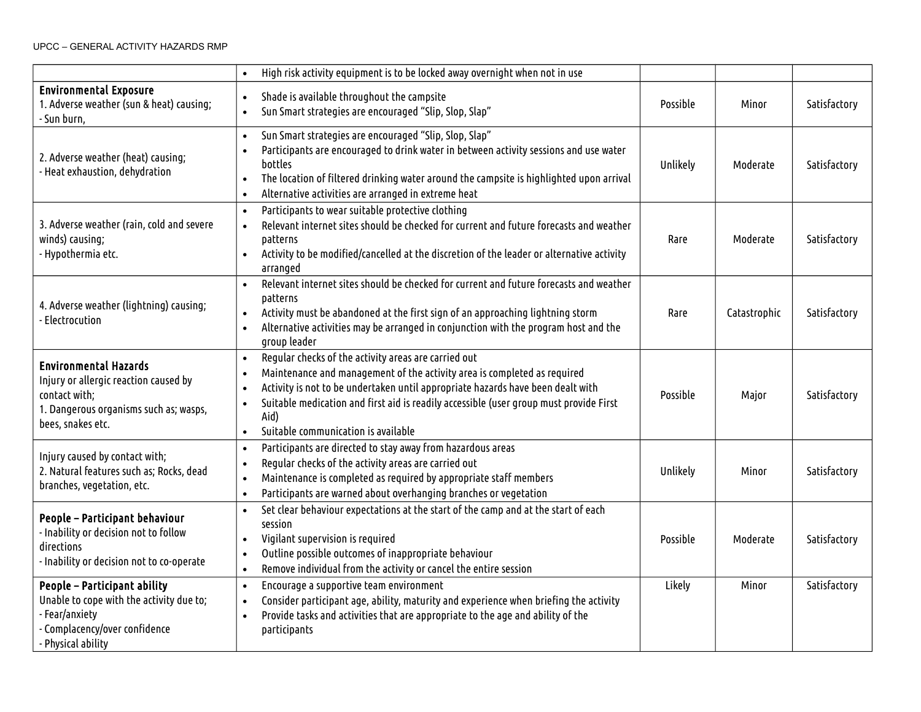| | | | | |
|---|---|---|---|---|
| | • High risk activity equipment is to be locked away overnight when not in use | | | |
| **Environmental Exposure**<br>1. Adverse weather (sun & heat) causing;<br>- Sun burn, | • Shade is available throughout the campsite<br>• Sun Smart strategies are encouraged "Slip, Slop, Slap" | Possible | Minor | Satisfactory |
| 2. Adverse weather (heat) causing;<br>- Heat exhaustion, dehydration | • Sun Smart strategies are encouraged "Slip, Slop, Slap"<br>• Participants are encouraged to drink water in between activity sessions and use water bottles<br>• The location of filtered drinking water around the campsite is highlighted upon arrival<br>• Alternative activities are arranged in extreme heat | Unlikely | Moderate | Satisfactory |
| 3. Adverse weather (rain, cold and severe winds) causing;<br>- Hypothermia etc. | • Participants to wear suitable protective clothing<br>• Relevant internet sites should be checked for current and future forecasts and weather patterns<br>• Activity to be modified/cancelled at the discretion of the leader or alternative activity arranged | Rare | Moderate | Satisfactory |
| 4. Adverse weather (lightning) causing;<br>- Electrocution | • Relevant internet sites should be checked for current and future forecasts and weather patterns<br>• Activity must be abandoned at the first sign of an approaching lightning storm<br>• Alternative activities may be arranged in conjunction with the program host and the group leader | Rare | Catastrophic | Satisfactory |
| **Environmental Hazards**<br>Injury or allergic reaction caused by contact with;<br>1. Dangerous organisms such as; wasps, bees, snakes etc. | • Regular checks of the activity areas are carried out<br>• Maintenance and management of the activity area is completed as required<br>• Activity is not to be undertaken until appropriate hazards have been dealt with<br>• Suitable medication and first aid is readily accessible (user group must provide First Aid)<br>• Suitable communication is available | Possible | Major | Satisfactory |
| Injury caused by contact with;<br>2. Natural features such as; Rocks, dead branches, vegetation, etc. | • Participants are directed to stay away from hazardous areas<br>• Regular checks of the activity areas are carried out<br>• Maintenance is completed as required by appropriate staff members<br>• Participants are warned about overhanging branches or vegetation | Unlikely | Minor | Satisfactory |
| **People – Participant behaviour**<br>- Inability or decision not to follow directions<br>- Inability or decision not to co-operate | • Set clear behaviour expectations at the start of the camp and at the start of each session<br>• Vigilant supervision is required<br>• Outline possible outcomes of inappropriate behaviour<br>• Remove individual from the activity or cancel the entire session | Possible | Moderate | Satisfactory |
| **People – Participant ability**<br>Unable to cope with the activity due to;<br>- Fear/anxiety<br>- Complacency/over confidence<br>- Physical ability | • Encourage a supportive team environment<br>• Consider participant age, ability, maturity and experience when briefing the activity<br>• Provide tasks and activities that are appropriate to the age and ability of the participants | Likely | Minor | Satisfactory |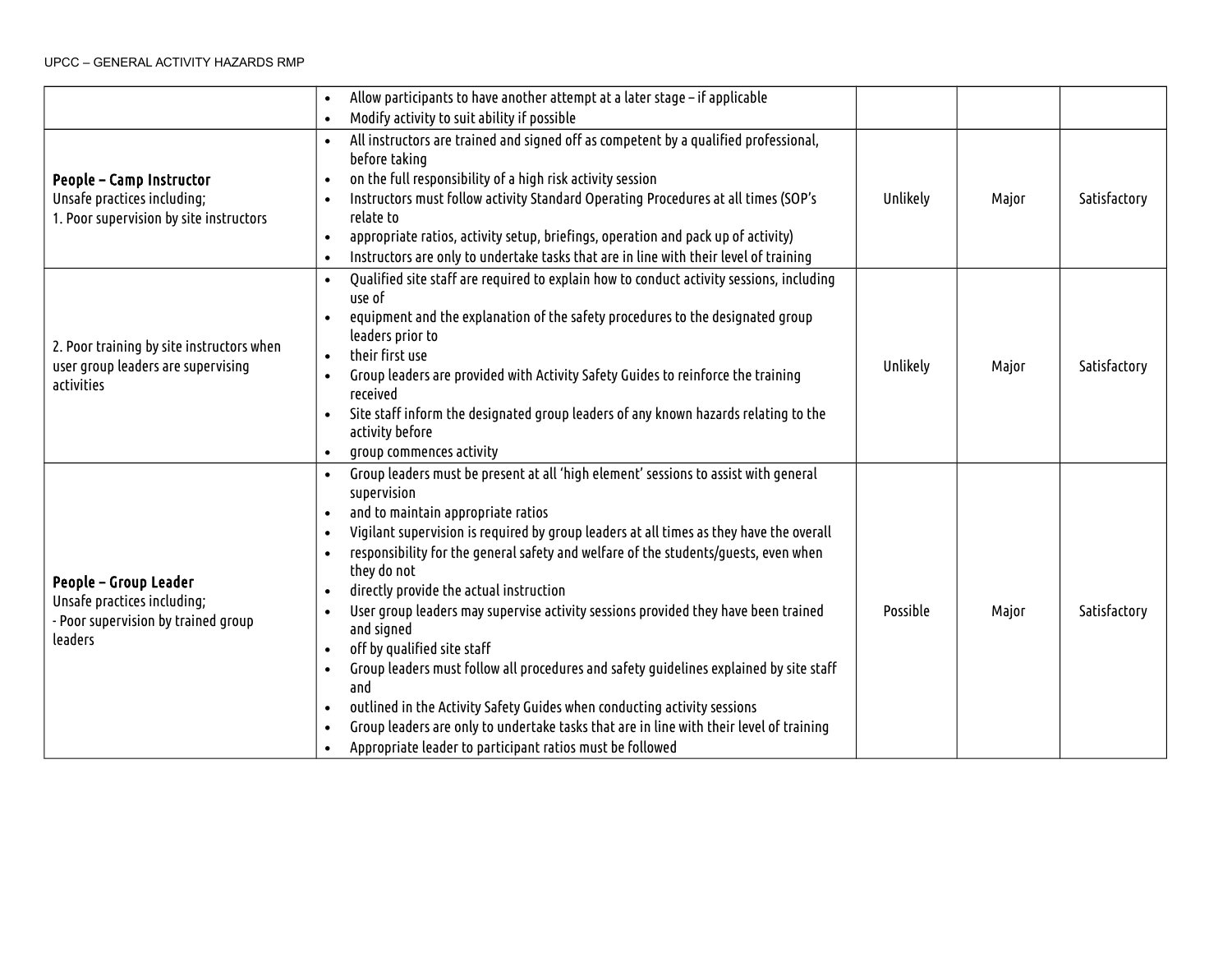| | | | | |
|---|---|---|---|---|
| | • Allow participants to have another attempt at a later stage – if applicable<br>• Modify activity to suit ability if possible | | | |
| **People – Camp Instructor**<br>Unsafe practices including;<br>1. Poor supervision by site instructors | • All instructors are trained and signed off as competent by a qualified professional, before taking<br>• on the full responsibility of a high risk activity session<br>• Instructors must follow activity Standard Operating Procedures at all times (SOP's relate to<br>• appropriate ratios, activity setup, briefings, operation and pack up of activity)<br>• Instructors are only to undertake tasks that are in line with their level of training | Unlikely | Major | Satisfactory |
| 2. Poor training by site instructors when user group leaders are supervising activities | • Qualified site staff are required to explain how to conduct activity sessions, including use of<br>• equipment and the explanation of the safety procedures to the designated group leaders prior to<br>• their first use<br>• Group leaders are provided with Activity Safety Guides to reinforce the training received<br>• Site staff inform the designated group leaders of any known hazards relating to the activity before<br>• group commences activity | Unlikely | Major | Satisfactory |
| **People – Group Leader**<br>Unsafe practices including;<br>- Poor supervision by trained group leaders | • Group leaders must be present at all 'high element' sessions to assist with general supervision<br>• and to maintain appropriate ratios<br>• Vigilant supervision is required by group leaders at all times as they have the overall<br>• responsibility for the general safety and welfare of the students/guests, even when they do not<br>• directly provide the actual instruction<br>• User group leaders may supervise activity sessions provided they have been trained and signed<br>• off by qualified site staff<br>• Group leaders must follow all procedures and safety guidelines explained by site staff and<br>• outlined in the Activity Safety Guides when conducting activity sessions<br>• Group leaders are only to undertake tasks that are in line with their level of training<br>• Appropriate leader to participant ratios must be followed | Possible | Major | Satisfactory |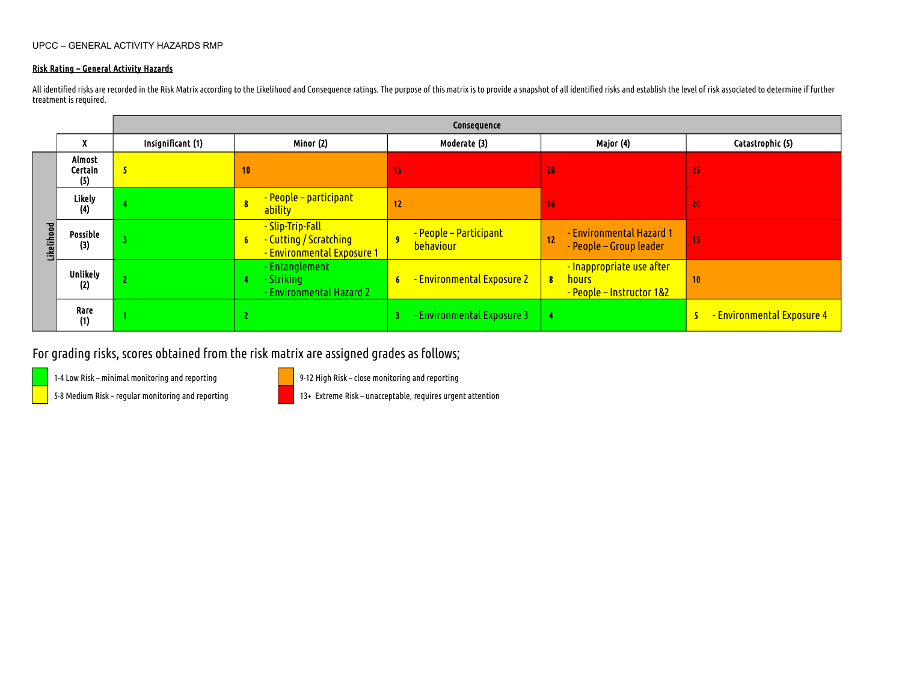UPCC – GENERAL ACTIVITY HAZARDS RMP

**Risk Rating – General Activity Hazards**

All identified risks are recorded in the Risk Matrix according to the Likelihood and Consequence ratings. The purpose of this matrix is to provide a snapshot of all identified risks and establish the level of risk associated to determine if further treatment is required.

| | | Consequence | | | | |
|---|---|---|---|---|---|---|
| | X | Insignificant (1) | Minor (2) | Moderate (3) | Major (4) | Catastrophic (5) |
| Likelihood | Almost Certain (5) | 5 | 10 | 15 | 20 | 25 |
| | Likely (4) | 4 | 8 - People – participant ability | 12 | 16 | 20 |
| | Possible (3) | 3 | 6 - Slip-Trip-Fall<br>- Cutting / Scratching<br>- Environmental Exposure 1 | 9 - People – Participant behaviour | 12 - Environmental Hazard 1<br>- People – Group leader | 15 |
| | Unlikely (2) | 2 | 4 - Entanglement<br>- Striking<br>- Environmental Hazard 2 | 6 - Environmental Exposure 2 | 8 - Inappropriate use after hours<br>- People – Instructor 1&2 | 10 |
| | Rare (1) | 1 | 2 | 3 - Environmental Exposure 3 | 4 | 5 - Environmental Exposure 4 |

For grading risks, scores obtained from the risk matrix are assigned grades as follows;

- 1-4 Low Risk – minimal monitoring and reporting
- 5-8 Medium Risk – regular monitoring and reporting
- 9-12 High Risk – close monitoring and reporting
- 13+ Extreme Risk – unacceptable, requires urgent attention